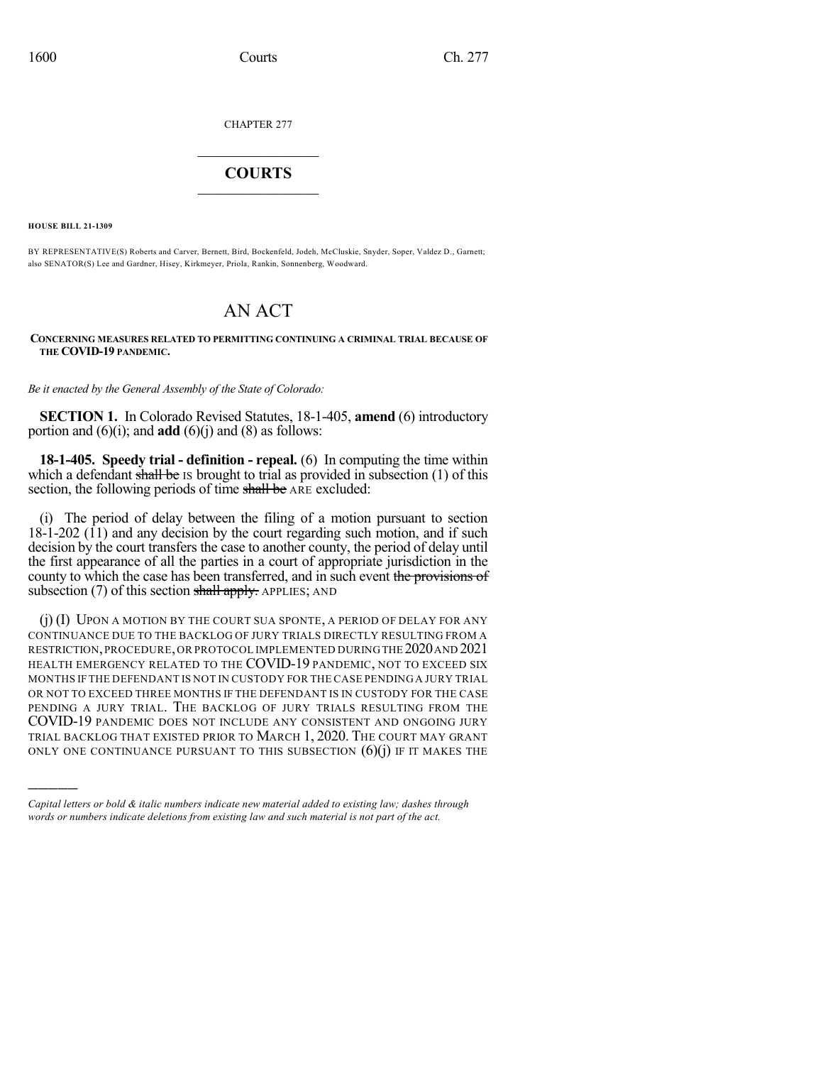CHAPTER 277

# COURTS

**HOUSE BILL 21-1309**

BY REPRESENTATIVE(S) Roberts and Carver, Bernett, Bird, Bockenfeld, Jodeh, McCluskie, Snyder, Soper, Valdez D., Garnett; also SENATOR(S) Lee and Gardner, Hisey, Kirkmeyer, Priola, Rankin, Sonnenberg, Woodward.

# AN ACT

**CONCERNING MEASURES RELATED TO PERMITTING CONTINUING A CRIMINAL TRIAL BECAUSE OF THE COVID-19 PANDEMIC.**

*Be it enacted by the General Assembly of the State of Colorado:*

**SECTION 1.** In Colorado Revised Statutes, 18-1-405, **amend** (6) introductory portion and (6)(i); and **add** (6)(j) and (8) as follows:

**18-1-405. Speedy trial - definition - repeal.** (6) In computing the time within which a defendant ~~shall be~~ IS brought to trial as provided in subsection (1) of this section, the following periods of time ~~shall be~~ ARE excluded:

(i) The period of delay between the filing of a motion pursuant to section 18-1-202 (11) and any decision by the court regarding such motion, and if such decision by the court transfers the case to another county, the period of delay until the first appearance of all the parties in a court of appropriate jurisdiction in the county to which the case has been transferred, and in such event ~~the provisions of~~ subsection (7) of this section ~~shall apply.~~ APPLIES; AND

(j) (I) UPON A MOTION BY THE COURT SUA SPONTE, A PERIOD OF DELAY FOR ANY CONTINUANCE DUE TO THE BACKLOG OF JURY TRIALS DIRECTLY RESULTING FROM A RESTRICTION, PROCEDURE, OR PROTOCOL IMPLEMENTED DURING THE 2020 AND 2021 HEALTH EMERGENCY RELATED TO THE COVID-19 PANDEMIC, NOT TO EXCEED SIX MONTHS IF THE DEFENDANT IS NOT IN CUSTODY FOR THE CASE PENDING A JURY TRIAL OR NOT TO EXCEED THREE MONTHS IF THE DEFENDANT IS IN CUSTODY FOR THE CASE PENDING A JURY TRIAL. THE BACKLOG OF JURY TRIALS RESULTING FROM THE COVID-19 PANDEMIC DOES NOT INCLUDE ANY CONSISTENT AND ONGOING JURY TRIAL BACKLOG THAT EXISTED PRIOR TO MARCH 1, 2020. THE COURT MAY GRANT ONLY ONE CONTINUANCE PURSUANT TO THIS SUBSECTION (6)(j) IF IT MAKES THE

---

*Capital letters or bold & italic numbers indicate new material added to existing law; dashes through words or numbers indicate deletions from existing law and such material is not part of the act.*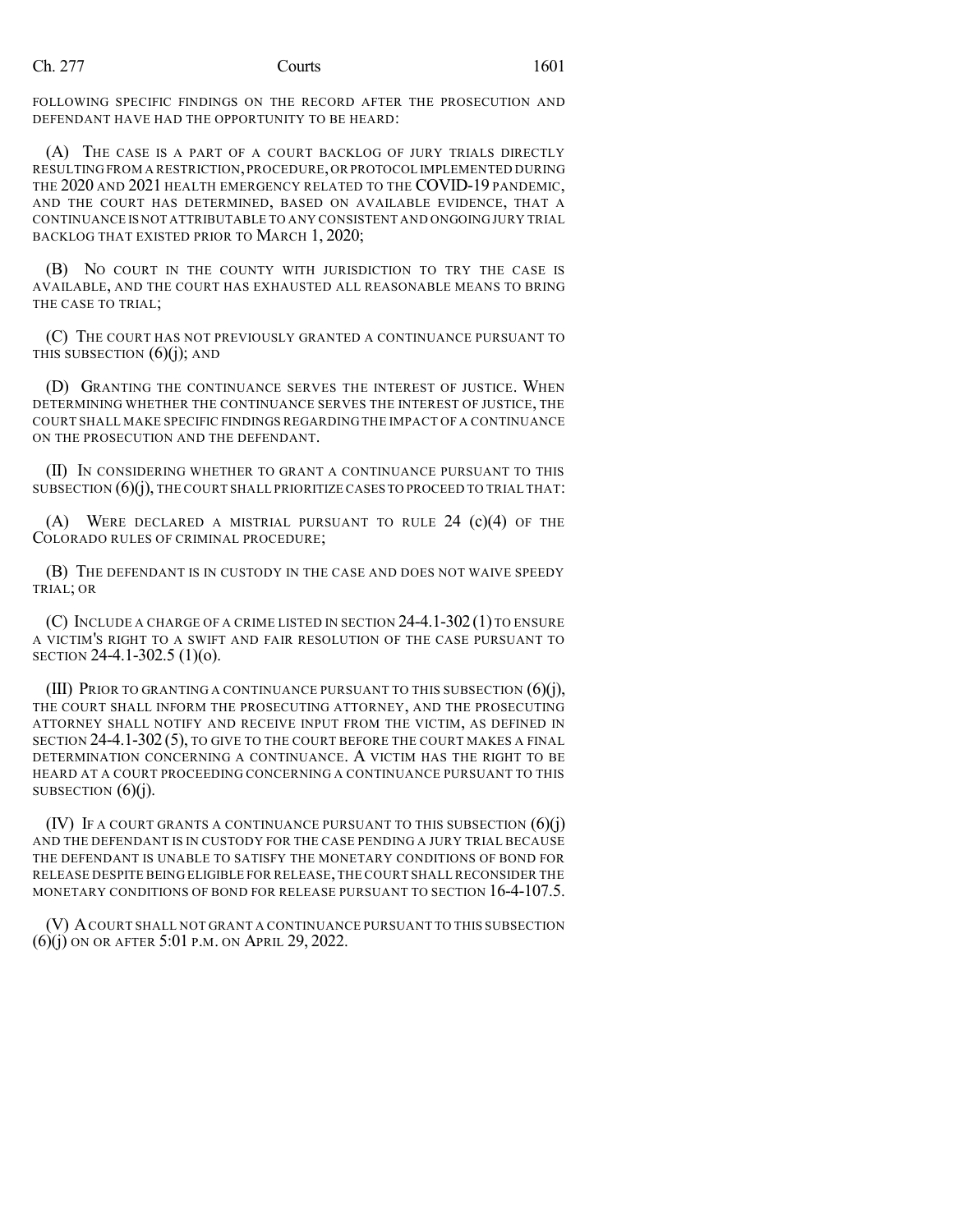FOLLOWING SPECIFIC FINDINGS ON THE RECORD AFTER THE PROSECUTION AND DEFENDANT HAVE HAD THE OPPORTUNITY TO BE HEARD:

(A) THE CASE IS A PART OF A COURT BACKLOG OF JURY TRIALS DIRECTLY RESULTING FROM A RESTRICTION, PROCEDURE, OR PROTOCOL IMPLEMENTED DURING THE 2020 AND 2021 HEALTH EMERGENCY RELATED TO THE COVID-19 PANDEMIC, AND THE COURT HAS DETERMINED, BASED ON AVAILABLE EVIDENCE, THAT A CONTINUANCE IS NOT ATTRIBUTABLE TO ANY CONSISTENT AND ONGOING JURY TRIAL BACKLOG THAT EXISTED PRIOR TO MARCH 1, 2020;

(B) NO COURT IN THE COUNTY WITH JURISDICTION TO TRY THE CASE IS AVAILABLE, AND THE COURT HAS EXHAUSTED ALL REASONABLE MEANS TO BRING THE CASE TO TRIAL;

(C) THE COURT HAS NOT PREVIOUSLY GRANTED A CONTINUANCE PURSUANT TO THIS SUBSECTION (6)(j); AND

(D) GRANTING THE CONTINUANCE SERVES THE INTEREST OF JUSTICE. WHEN DETERMINING WHETHER THE CONTINUANCE SERVES THE INTEREST OF JUSTICE, THE COURT SHALL MAKE SPECIFIC FINDINGS REGARDING THE IMPACT OF A CONTINUANCE ON THE PROSECUTION AND THE DEFENDANT.

(II) IN CONSIDERING WHETHER TO GRANT A CONTINUANCE PURSUANT TO THIS SUBSECTION (6)(j), THE COURT SHALL PRIORITIZE CASES TO PROCEED TO TRIAL THAT:

(A) WERE DECLARED A MISTRIAL PURSUANT TO RULE 24 (c)(4) OF THE COLORADO RULES OF CRIMINAL PROCEDURE;

(B) THE DEFENDANT IS IN CUSTODY IN THE CASE AND DOES NOT WAIVE SPEEDY TRIAL; OR

(C) INCLUDE A CHARGE OF A CRIME LISTED IN SECTION 24-4.1-302 (1) TO ENSURE A VICTIM'S RIGHT TO A SWIFT AND FAIR RESOLUTION OF THE CASE PURSUANT TO SECTION 24-4.1-302.5 (1)(o).

(III) PRIOR TO GRANTING A CONTINUANCE PURSUANT TO THIS SUBSECTION (6)(j), THE COURT SHALL INFORM THE PROSECUTING ATTORNEY, AND THE PROSECUTING ATTORNEY SHALL NOTIFY AND RECEIVE INPUT FROM THE VICTIM, AS DEFINED IN SECTION 24-4.1-302 (5), TO GIVE TO THE COURT BEFORE THE COURT MAKES A FINAL DETERMINATION CONCERNING A CONTINUANCE. A VICTIM HAS THE RIGHT TO BE HEARD AT A COURT PROCEEDING CONCERNING A CONTINUANCE PURSUANT TO THIS SUBSECTION (6)(j).

(IV) IF A COURT GRANTS A CONTINUANCE PURSUANT TO THIS SUBSECTION (6)(j) AND THE DEFENDANT IS IN CUSTODY FOR THE CASE PENDING A JURY TRIAL BECAUSE THE DEFENDANT IS UNABLE TO SATISFY THE MONETARY CONDITIONS OF BOND FOR RELEASE DESPITE BEING ELIGIBLE FOR RELEASE, THE COURT SHALL RECONSIDER THE MONETARY CONDITIONS OF BOND FOR RELEASE PURSUANT TO SECTION 16-4-107.5.

(V) A COURT SHALL NOT GRANT A CONTINUANCE PURSUANT TO THIS SUBSECTION (6)(j) ON OR AFTER 5:01 P.M. ON APRIL 29, 2022.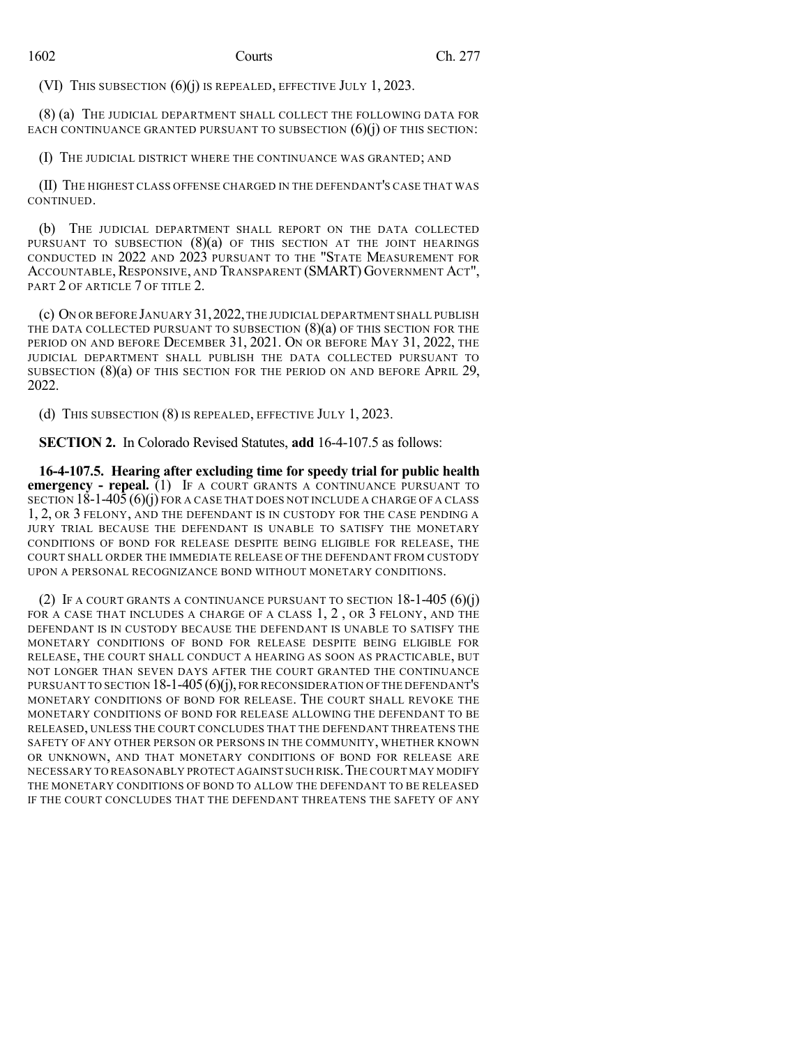(VI) THIS SUBSECTION (6)(j) IS REPEALED, EFFECTIVE JULY 1, 2023.

(8) (a) THE JUDICIAL DEPARTMENT SHALL COLLECT THE FOLLOWING DATA FOR EACH CONTINUANCE GRANTED PURSUANT TO SUBSECTION (6)(j) OF THIS SECTION:

(I) THE JUDICIAL DISTRICT WHERE THE CONTINUANCE WAS GRANTED; AND

(II) THE HIGHEST CLASS OFFENSE CHARGED IN THE DEFENDANT'S CASE THAT WAS CONTINUED.

(b) THE JUDICIAL DEPARTMENT SHALL REPORT ON THE DATA COLLECTED PURSUANT TO SUBSECTION (8)(a) OF THIS SECTION AT THE JOINT HEARINGS CONDUCTED IN 2022 AND 2023 PURSUANT TO THE "STATE MEASUREMENT FOR ACCOUNTABLE, RESPONSIVE, AND TRANSPARENT (SMART) GOVERNMENT ACT", PART 2 OF ARTICLE 7 OF TITLE 2.

(c) ON OR BEFORE JANUARY 31, 2022, THE JUDICIAL DEPARTMENT SHALL PUBLISH THE DATA COLLECTED PURSUANT TO SUBSECTION (8)(a) OF THIS SECTION FOR THE PERIOD ON AND BEFORE DECEMBER 31, 2021. ON OR BEFORE MAY 31, 2022, THE JUDICIAL DEPARTMENT SHALL PUBLISH THE DATA COLLECTED PURSUANT TO SUBSECTION (8)(a) OF THIS SECTION FOR THE PERIOD ON AND BEFORE APRIL 29, 2022.

(d) THIS SUBSECTION (8) IS REPEALED, EFFECTIVE JULY 1, 2023.

**SECTION 2.** In Colorado Revised Statutes, **add** 16-4-107.5 as follows:

**16-4-107.5. Hearing after excluding time for speedy trial for public health emergency - repeal.** (1) IF A COURT GRANTS A CONTINUANCE PURSUANT TO SECTION 18-1-405 (6)(j) FOR A CASE THAT DOES NOT INCLUDE A CHARGE OF A CLASS 1, 2, OR 3 FELONY, AND THE DEFENDANT IS IN CUSTODY FOR THE CASE PENDING A JURY TRIAL BECAUSE THE DEFENDANT IS UNABLE TO SATISFY THE MONETARY CONDITIONS OF BOND FOR RELEASE DESPITE BEING ELIGIBLE FOR RELEASE, THE COURT SHALL ORDER THE IMMEDIATE RELEASE OF THE DEFENDANT FROM CUSTODY UPON A PERSONAL RECOGNIZANCE BOND WITHOUT MONETARY CONDITIONS.

(2) IF A COURT GRANTS A CONTINUANCE PURSUANT TO SECTION 18-1-405 (6)(j) FOR A CASE THAT INCLUDES A CHARGE OF A CLASS 1, 2 , OR 3 FELONY, AND THE DEFENDANT IS IN CUSTODY BECAUSE THE DEFENDANT IS UNABLE TO SATISFY THE MONETARY CONDITIONS OF BOND FOR RELEASE DESPITE BEING ELIGIBLE FOR RELEASE, THE COURT SHALL CONDUCT A HEARING AS SOON AS PRACTICABLE, BUT NOT LONGER THAN SEVEN DAYS AFTER THE COURT GRANTED THE CONTINUANCE PURSUANT TO SECTION 18-1-405 (6)(j), FOR RECONSIDERATION OF THE DEFENDANT'S MONETARY CONDITIONS OF BOND FOR RELEASE. THE COURT SHALL REVOKE THE MONETARY CONDITIONS OF BOND FOR RELEASE ALLOWING THE DEFENDANT TO BE RELEASED, UNLESS THE COURT CONCLUDES THAT THE DEFENDANT THREATENS THE SAFETY OF ANY OTHER PERSON OR PERSONS IN THE COMMUNITY, WHETHER KNOWN OR UNKNOWN, AND THAT MONETARY CONDITIONS OF BOND FOR RELEASE ARE NECESSARY TO REASONABLY PROTECT AGAINST SUCH RISK. THE COURT MAY MODIFY THE MONETARY CONDITIONS OF BOND TO ALLOW THE DEFENDANT TO BE RELEASED IF THE COURT CONCLUDES THAT THE DEFENDANT THREATENS THE SAFETY OF ANY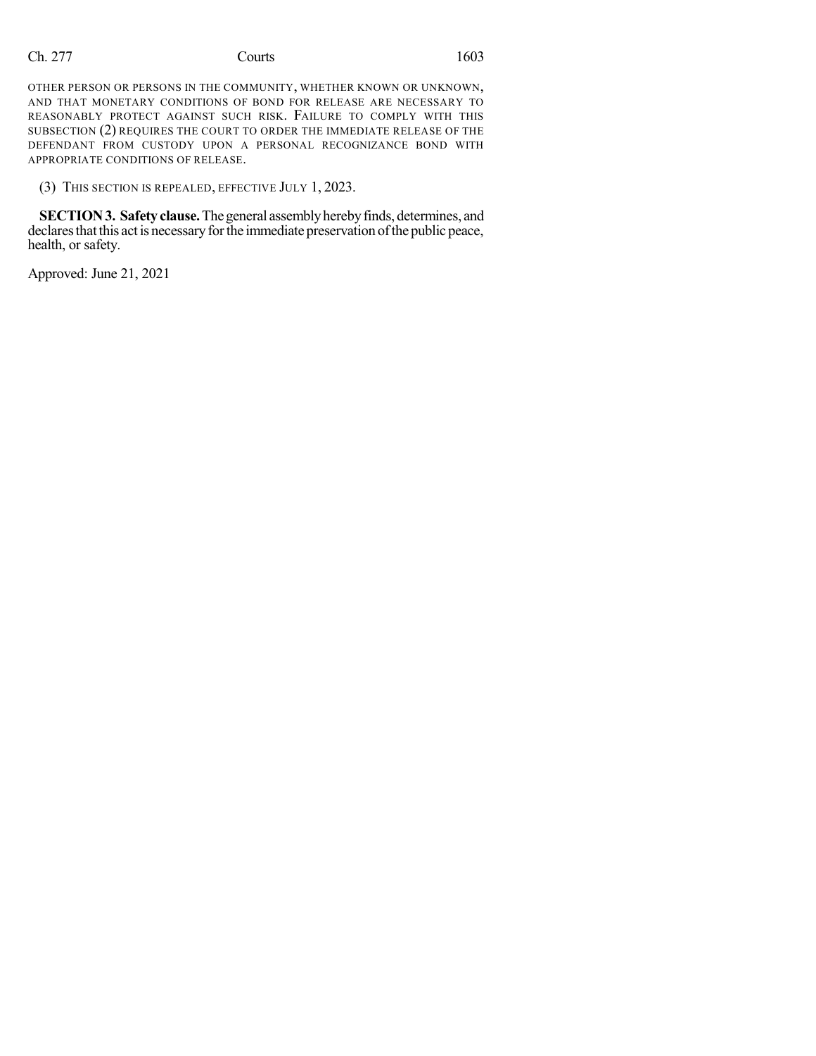OTHER PERSON OR PERSONS IN THE COMMUNITY, WHETHER KNOWN OR UNKNOWN, AND THAT MONETARY CONDITIONS OF BOND FOR RELEASE ARE NECESSARY TO REASONABLY PROTECT AGAINST SUCH RISK. FAILURE TO COMPLY WITH THIS SUBSECTION (2) REQUIRES THE COURT TO ORDER THE IMMEDIATE RELEASE OF THE DEFENDANT FROM CUSTODY UPON A PERSONAL RECOGNIZANCE BOND WITH APPROPRIATE CONDITIONS OF RELEASE.

(3) THIS SECTION IS REPEALED, EFFECTIVE JULY 1, 2023.

**SECTION 3. Safety clause.** The general assembly hereby finds, determines, and declares that this act is necessary for the immediate preservation of the public peace, health, or safety.

Approved: June 21, 2021